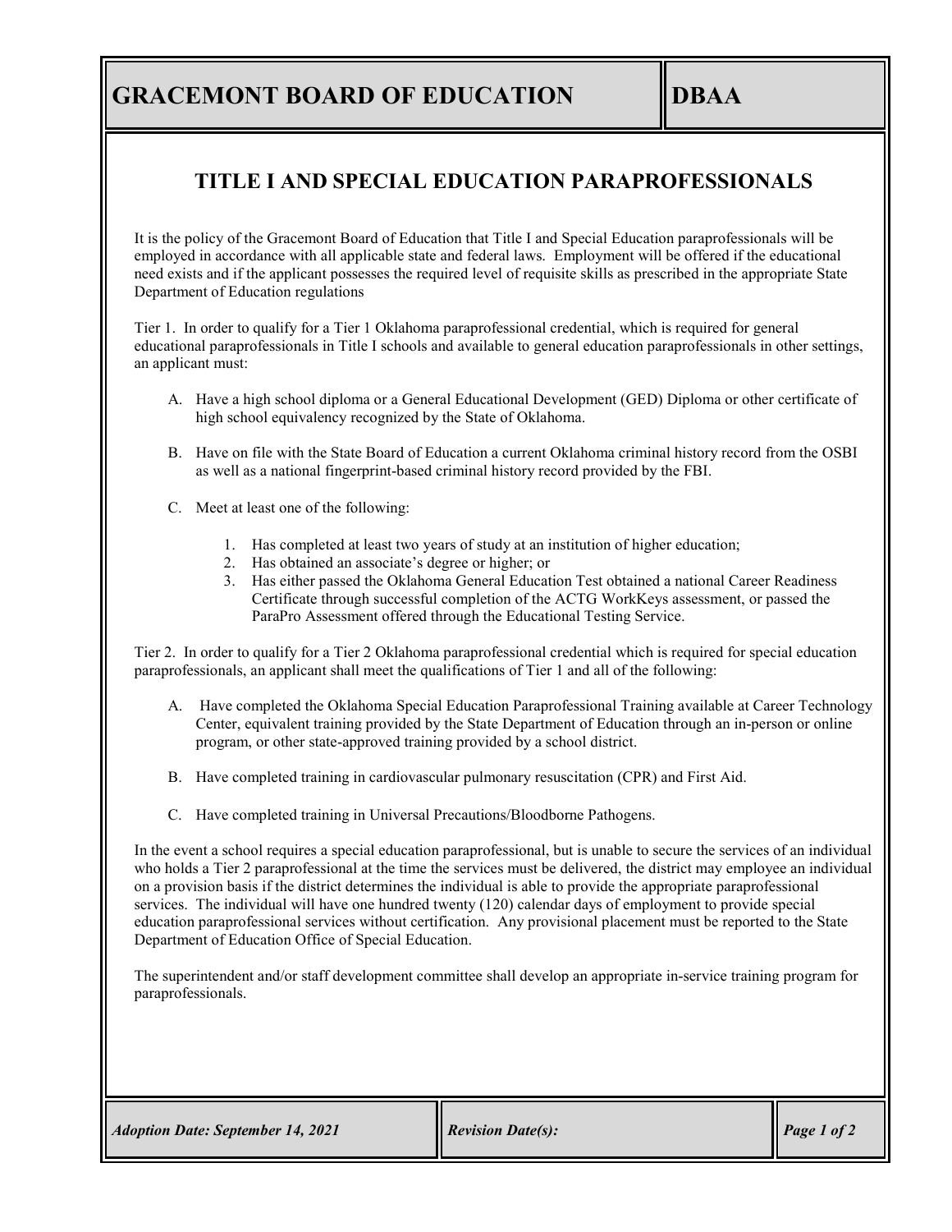# GRACEMONT BOARD OF EDUCATION

# DBAA

## TITLE I AND SPECIAL EDUCATION PARAPROFESSIONALS

It is the policy of the Gracemont Board of Education that Title I and Special Education paraprofessionals will be employed in accordance with all applicable state and federal laws. Employment will be offered if the educational need exists and if the applicant possesses the required level of requisite skills as prescribed in the appropriate State Department of Education regulations

Tier 1. In order to qualify for a Tier 1 Oklahoma paraprofessional credential, which is required for general educational paraprofessionals in Title I schools and available to general education paraprofessionals in other settings, an applicant must:

A. Have a high school diploma or a General Educational Development (GED) Diploma or other certificate of high school equivalency recognized by the State of Oklahoma.

B. Have on file with the State Board of Education a current Oklahoma criminal history record from the OSBI as well as a national fingerprint-based criminal history record provided by the FBI.

C. Meet at least one of the following:

1. Has completed at least two years of study at an institution of higher education;
2. Has obtained an associate's degree or higher; or
3. Has either passed the Oklahoma General Education Test obtained a national Career Readiness Certificate through successful completion of the ACTG WorkKeys assessment, or passed the ParaPro Assessment offered through the Educational Testing Service.

Tier 2. In order to qualify for a Tier 2 Oklahoma paraprofessional credential which is required for special education paraprofessionals, an applicant shall meet the qualifications of Tier 1 and all of the following:

A. Have completed the Oklahoma Special Education Paraprofessional Training available at Career Technology Center, equivalent training provided by the State Department of Education through an in-person or online program, or other state-approved training provided by a school district.

B. Have completed training in cardiovascular pulmonary resuscitation (CPR) and First Aid.

C. Have completed training in Universal Precautions/Bloodborne Pathogens.

In the event a school requires a special education paraprofessional, but is unable to secure the services of an individual who holds a Tier 2 paraprofessional at the time the services must be delivered, the district may employee an individual on a provision basis if the district determines the individual is able to provide the appropriate paraprofessional services. The individual will have one hundred twenty (120) calendar days of employment to provide special education paraprofessional services without certification. Any provisional placement must be reported to the State Department of Education Office of Special Education.

The superintendent and/or staff development committee shall develop an appropriate in-service training program for paraprofessionals.

*Adoption Date: September 14, 2021* | *Revision Date(s):*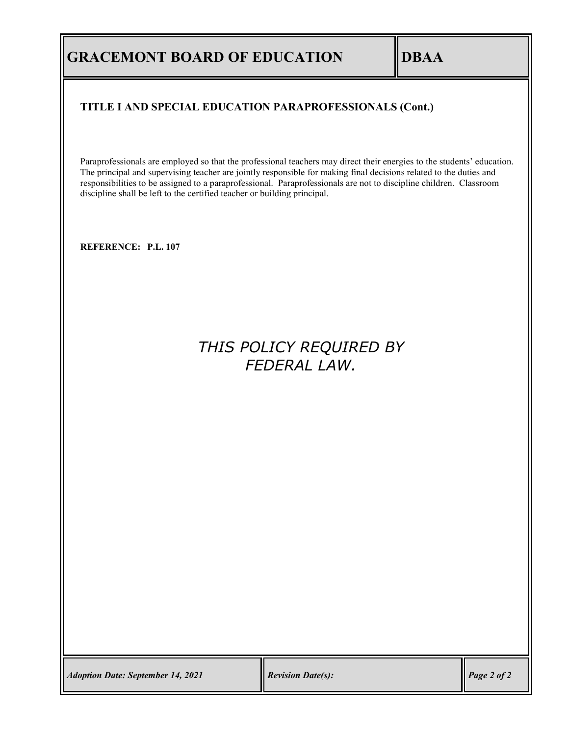**TITLE I AND SPECIAL EDUCATION PARAPROFESSIONALS (Cont.)**

Paraprofessionals are employed so that the professional teachers may direct their energies to the students' education. The principal and supervising teacher are jointly responsible for making final decisions related to the duties and responsibilities to be assigned to a paraprofessional. Paraprofessionals are not to discipline children. Classroom discipline shall be left to the certified teacher or building principal.

**REFERENCE: P.L. 107**

*THIS POLICY REQUIRED BY FEDERAL LAW.*

*Adoption Date: September 14, 2021*

*Revision Date(s):*